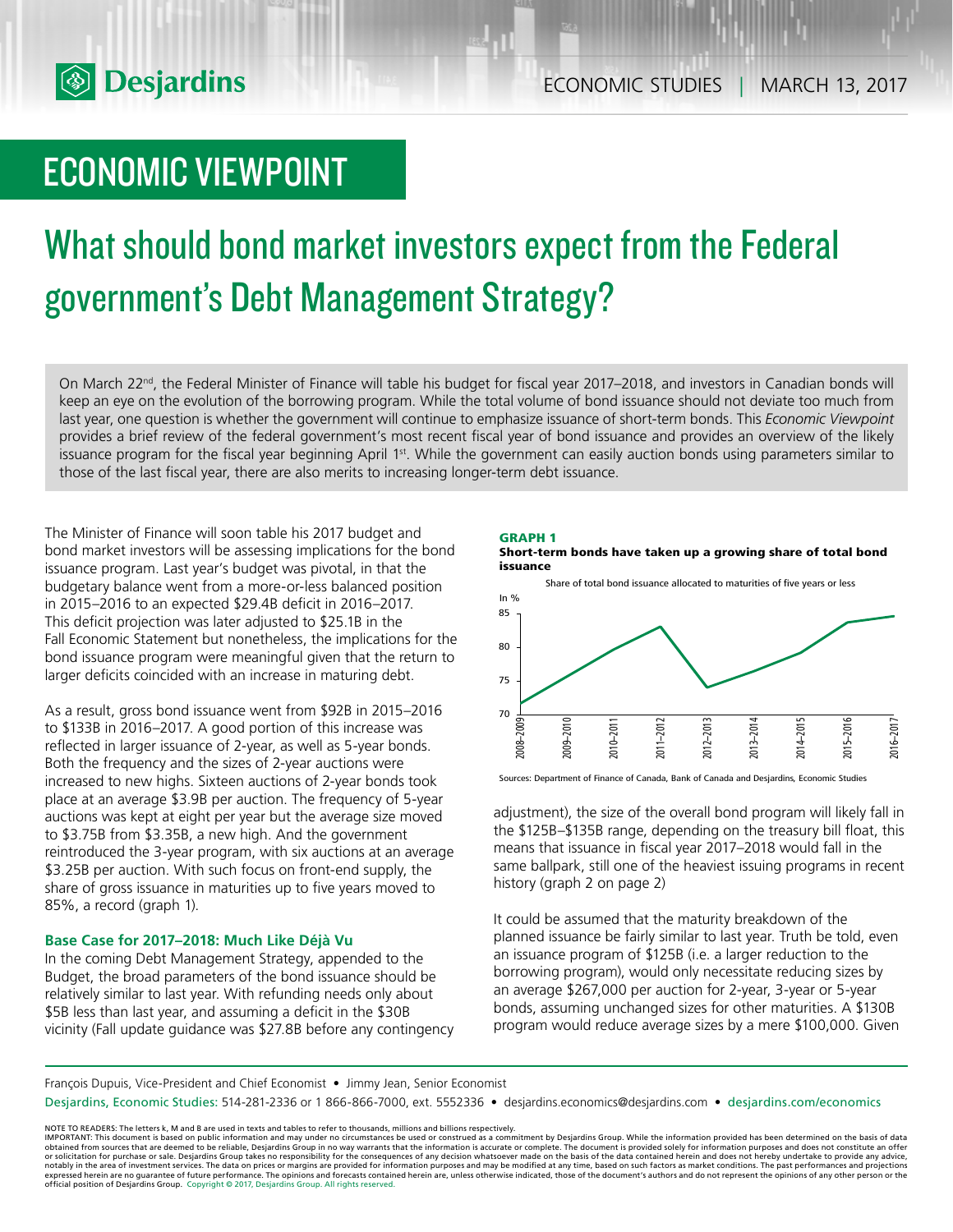# ECONOMIC VIEWPOINT

# What should bond market investors expect from the Federal government's Debt Management Strategy?

On March 22nd, the Federal Minister of Finance will table his budget for fiscal year 2017–2018, and investors in Canadian bonds will keep an eye on the evolution of the borrowing program. While the total volume of bond issuance should not deviate too much from last year, one question is whether the government will continue to emphasize issuance of short-term bonds. This *Economic Viewpoint* provides a brief review of the federal government's most recent fiscal year of bond issuance and provides an overview of the likely issuance program for the fiscal year beginning April 1st. While the government can easily auction bonds using parameters similar to those of the last fiscal year, there are also merits to increasing longer-term debt issuance.

The Minister of Finance will soon table his 2017 budget and bond market investors will be assessing implications for the bond issuance program. Last year's budget was pivotal, in that the budgetary balance went from a more-or-less balanced position in 2015–2016 to an expected $29.4B deficit in 2016–2017. This deficit projection was later adjusted to $25.1B in the Fall Economic Statement but nonetheless, the implications for the bond issuance program were meaningful given that the return to larger deficits coincided with an increase in maturing debt.

As a result, gross bond issuance went from $92B in 2015–2016 to $133B in 2016–2017. A good portion of this increase was reflected in larger issuance of 2-year, as well as 5-year bonds. Both the frequency and the sizes of 2-year auctions were increased to new highs. Sixteen auctions of 2-year bonds took place at an average $3.9B per auction. The frequency of 5-year auctions was kept at eight per year but the average size moved to $3.75B from $3.35B, a new high. And the government reintroduced the 3-year program, with six auctions at an average $3.25B per auction. With such focus on front-end supply, the share of gross issuance in maturities up to five years moved to 85%, a record (graph 1).

**GRAPH 1**
**Short-term bonds have taken up a growing share of total bond issuance**

Share of total bond issuance allocated to maturities of five years or less

Sources: Department of Finance of Canada, Bank of Canada and Desjardins, Economic Studies

### Base Case for 2017–2018: Much Like Déjà Vu

In the coming Debt Management Strategy, appended to the Budget, the broad parameters of the bond issuance should be relatively similar to last year. With refunding needs only about $5B less than last year, and assuming a deficit in the $30B vicinity (Fall update guidance was $27.8B before any contingency adjustment), the size of the overall bond program will likely fall in the $125B–$135B range, depending on the treasury bill float, this means that issuance in fiscal year 2017–2018 would fall in the same ballpark, still one of the heaviest issuing programs in recent history (graph 2 on page 2)

It could be assumed that the maturity breakdown of the planned issuance be fairly similar to last year. Truth be told, even an issuance program of $125B (i.e. a larger reduction to the borrowing program), would only necessitate reducing sizes by an average $267,000 per auction for 2-year, 3-year or 5-year bonds, assuming unchanged sizes for other maturities. A $130B program would reduce average sizes by a mere $100,000. Given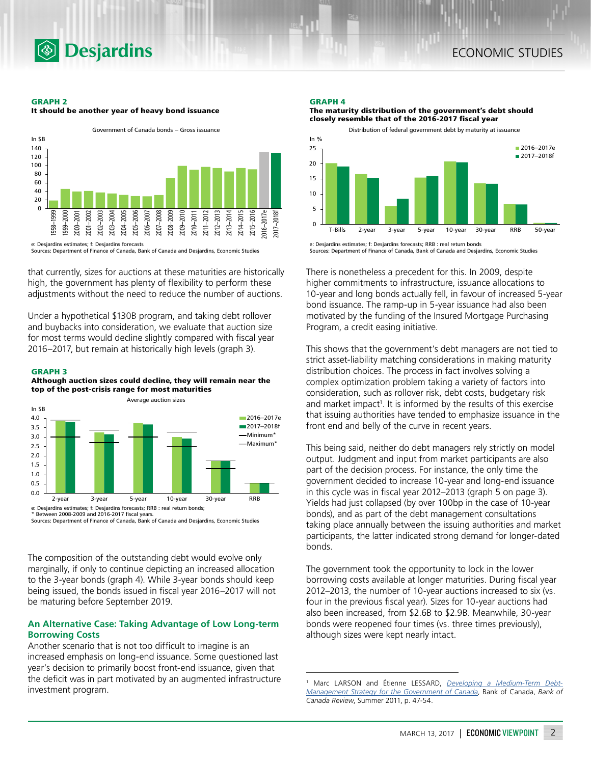**GRAPH 2**
**It should be another year of heavy bond issuance**

Government of Canada bonds – Gross issuance

e: Desjardins estimates; f: Desjardins forecasts
Sources: Department of Finance of Canada, Bank of Canada and Desjardins, Economic Studies

that currently, sizes for auctions at these maturities are historically high, the government has plenty of flexibility to perform these adjustments without the need to reduce the number of auctions.

Under a hypothetical $130B program, and taking debt rollover and buybacks into consideration, we evaluate that auction size for most terms would decline slightly compared with fiscal year 2016–2017, but remain at historically high levels (graph 3).

**GRAPH 3**
**Although auction sizes could decline, they will remain near the top of the post-crisis range for most maturities**

Average auction sizes

e: Desjardins estimates; f: Desjardins forecasts; RRB : real return bonds;
* Between 2008-2009 and 2016-2017 fiscal years.
Sources: Department of Finance of Canada, Bank of Canada and Desjardins, Economic Studies

The composition of the outstanding debt would evolve only marginally, if only to continue depicting an increased allocation to the 3-year bonds (graph 4). While 3-year bonds should keep being issued, the bonds issued in fiscal year 2016–2017 will not be maturing before September 2019.

### An Alternative Case: Taking Advantage of Low Long-term Borrowing Costs

Another scenario that is not too difficult to imagine is an increased emphasis on long-end issuance. Some questioned last year's decision to primarily boost front-end issuance, given that the deficit was in part motivated by an augmented infrastructure investment program.

**GRAPH 4**
**The maturity distribution of the government's debt should closely resemble that of the 2016-2017 fiscal year**

Distribution of federal government debt by maturity at issuance

e: Desjardins estimates; f: Desjardins forecasts; RRB : real return bonds
Sources: Department of Finance of Canada, Bank of Canada and Desjardins, Economic Studies

There is nonetheless a precedent for this. In 2009, despite higher commitments to infrastructure, issuance allocations to 10-year and long bonds actually fell, in favour of increased 5-year bond issuance. The ramp-up in 5-year issuance had also been motivated by the funding of the Insured Mortgage Purchasing Program, a credit easing initiative.

This shows that the government's debt managers are not tied to strict asset-liability matching considerations in making maturity distribution choices. The process in fact involves solving a complex optimization problem taking a variety of factors into consideration, such as rollover risk, debt costs, budgetary risk and market impact[1]. It is informed by the results of this exercise that issuing authorities have tended to emphasize issuance in the front end and belly of the curve in recent years.

This being said, neither do debt managers rely strictly on model output. Judgment and input from market participants are also part of the decision process. For instance, the only time the government decided to increase 10-year and long-end issuance in this cycle was in fiscal year 2012–2013 (graph 5 on page 3). Yields had just collapsed (by over 100bp in the case of 10-year bonds), and as part of the debt management consultations taking place annually between the issuing authorities and market participants, the latter indicated strong demand for longer-dated bonds.

The government took the opportunity to lock in the lower borrowing costs available at longer maturities. During fiscal year 2012–2013, the number of 10-year auctions increased to six (vs. four in the previous fiscal year). Sizes for 10-year auctions had also been increased, from $2.6B to $2.9B. Meanwhile, 30-year bonds were reopened four times (vs. three times previously), although sizes were kept nearly intact.

[1] Marc LARSON and Étienne LESSARD, *Developing a Medium-Term Debt-Management Strategy for the Government of Canada*, Bank of Canada, *Bank of Canada Review*, Summer 2011, p. 47-54.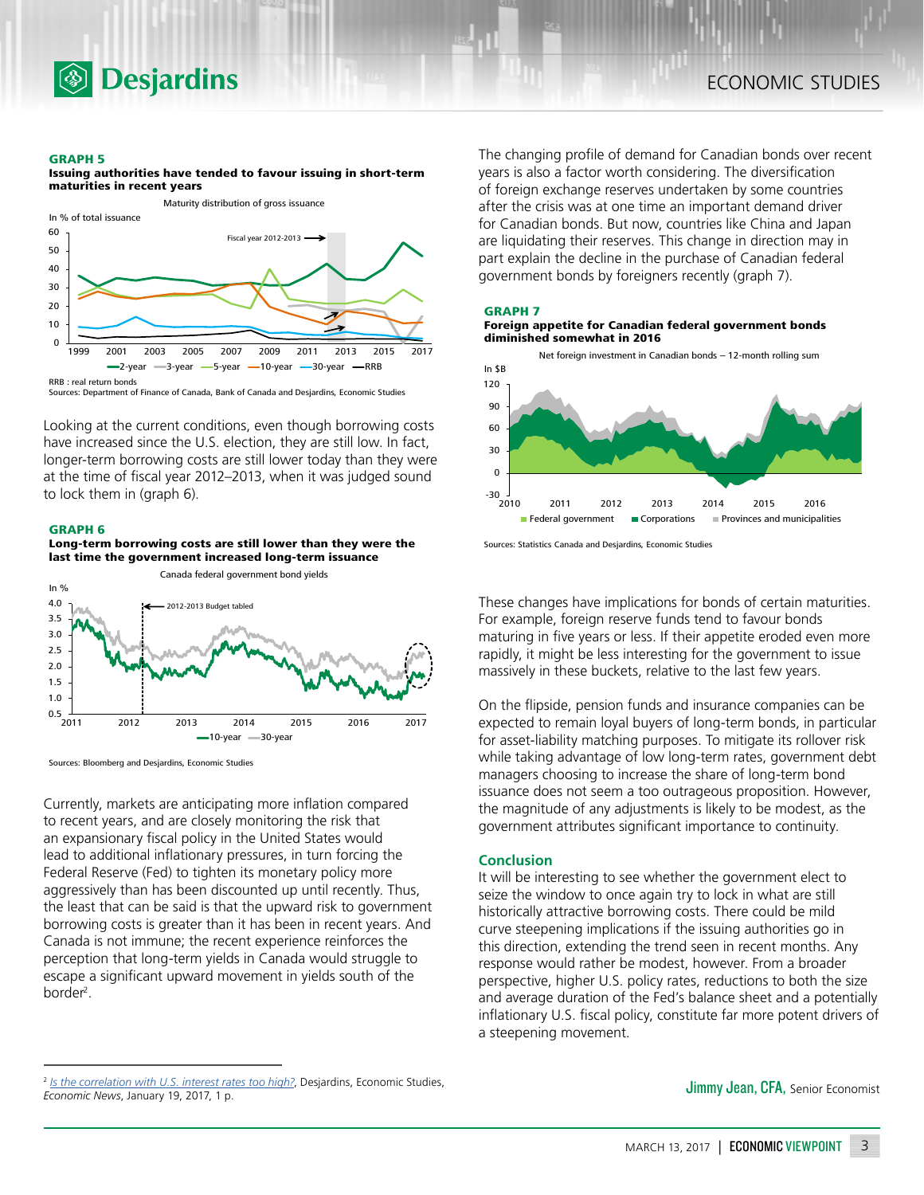**GRAPH 5**

**Issuing authorities have tended to favour issuing in short-term maturities in recent years**

Maturity distribution of gross issuance

In % of total issuance

60
50
40
30
20
10
0

Fiscal year 2012-2013

1999 2001 2003 2005 2007 2009 2011 2013 2015 2017

2-year 3-year 5-year 10-year 30-year RRB

RRB : real return bonds

Sources: Department of Finance of Canada, Bank of Canada and Desjardins, Economic Studies

Looking at the current conditions, even though borrowing costs have increased since the U.S. election, they are still low. In fact, longer-term borrowing costs are still lower today than they were at the time of fiscal year 2012–2013, when it was judged sound to lock them in (graph 6).

**GRAPH 6**

**Long-term borrowing costs are still lower than they were the last time the government increased long-term issuance**

Canada federal government bond yields

In %

4.0
3.5
3.0
2.5
2.0
1.5
1.0
0.5

2012-2013 Budget tabled

2011 2012 2013 2014 2015 2016 2017

10-year 30-year

Sources: Bloomberg and Desjardins, Economic Studies

Currently, markets are anticipating more inflation compared to recent years, and are closely monitoring the risk that an expansionary fiscal policy in the United States would lead to additional inflationary pressures, in turn forcing the Federal Reserve (Fed) to tighten its monetary policy more aggressively than has been discounted up until recently. Thus, the least that can be said is that the upward risk to government borrowing costs is greater than it has been in recent years. And Canada is not immune; the recent experience reinforces the perception that long-term yields in Canada would struggle to escape a significant upward movement in yields south of the border[2].

The changing profile of demand for Canadian bonds over recent years is also a factor worth considering. The diversification of foreign exchange reserves undertaken by some countries after the crisis was at one time an important demand driver for Canadian bonds. But now, countries like China and Japan are liquidating their reserves. This change in direction may in part explain the decline in the purchase of Canadian federal government bonds by foreigners recently (graph 7).

**GRAPH 7**

**Foreign appetite for Canadian federal government bonds diminished somewhat in 2016**

Net foreign investment in Canadian bonds – 12-month rolling sum

In $B

120
90
60
30
0
-30

2010 2011 2012 2013 2014 2015 2016

Federal government Corporations Provinces and municipalities

Sources: Statistics Canada and Desjardins, Economic Studies

These changes have implications for bonds of certain maturities. For example, foreign reserve funds tend to favour bonds maturing in five years or less. If their appetite eroded even more rapidly, it might be less interesting for the government to issue massively in these buckets, relative to the last few years.

On the flipside, pension funds and insurance companies can be expected to remain loyal buyers of long-term bonds, in particular for asset-liability matching purposes. To mitigate its rollover risk while taking advantage of low long-term rates, government debt managers choosing to increase the share of long-term bond issuance does not seem a too outrageous proposition. However, the magnitude of any adjustments is likely to be modest, as the government attributes significant importance to continuity.

## Conclusion

It will be interesting to see whether the government elect to seize the window to once again try to lock in what are still historically attractive borrowing costs. There could be mild curve steepening implications if the issuing authorities go in this direction, extending the trend seen in recent months. Any response would rather be modest, however. From a broader perspective, higher U.S. policy rates, reductions to both the size and average duration of the Fed's balance sheet and a potentially inflationary U.S. fiscal policy, constitute far more potent drivers of a steepening movement.

**Jimmy Jean, CFA,** Senior Economist

---

[2] *Is the correlation with U.S. interest rates too high?*, Desjardins, Economic Studies, *Economic News*, January 19, 2017, 1 p.